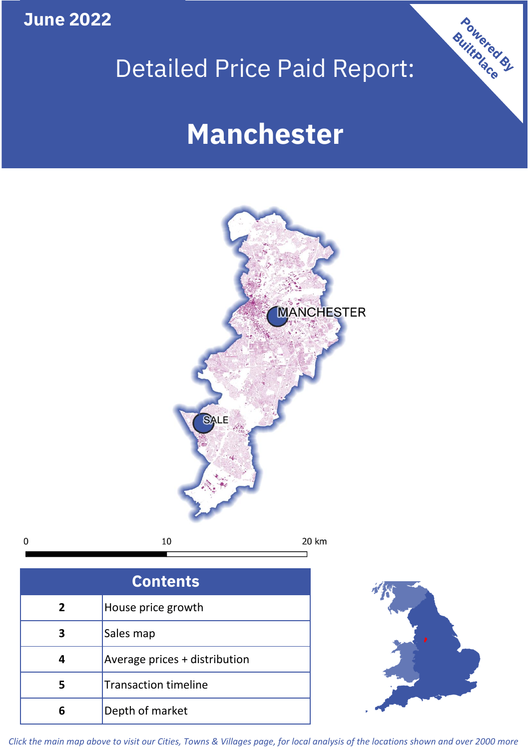June 2022

# Detailed Price Paid Report:

# Manchester

Powered By BuiltPlace

MANCHESTER

SALE

0 10 20 km

| Contents | |
|---|---|
| 2 | House price growth |
| 3 | Sales map |
| 4 | Average prices + distribution |
| 5 | Transaction timeline |
| 6 | Depth of market |

*Click the main map above to visit our Cities, Towns & Villages page, for local analysis of the locations shown and over 2000 more*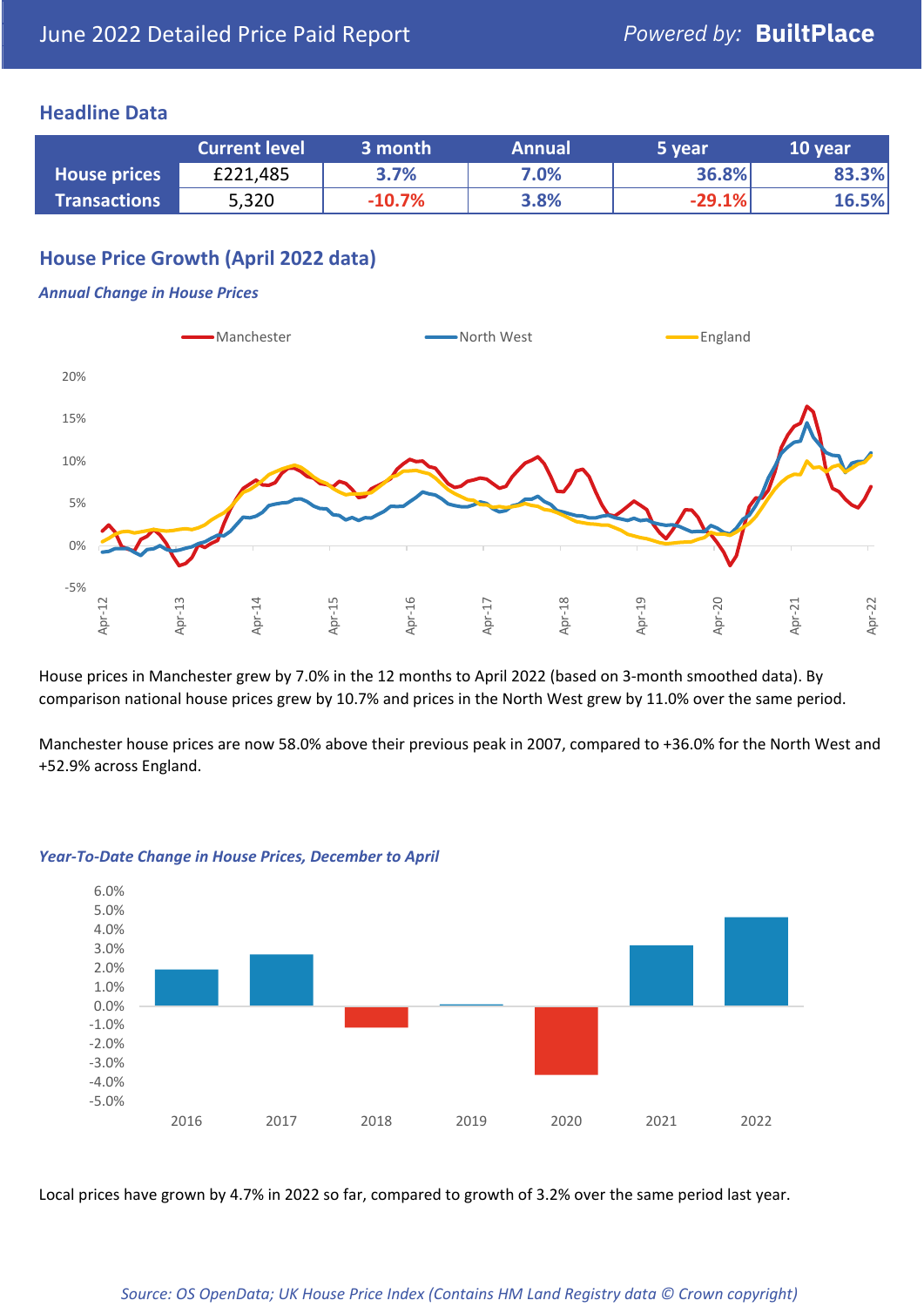June 2022 Detailed Price Paid Report

Powered by: **BuiltPlace**

## Headline Data

| | Current level | 3 month | Annual | 5 year | 10 year |
|---|---|---|---|---|---|
| **House prices** | £221,485 | 3.7% | 7.0% | 36.8% | 83.3% |
| **Transactions** | 5,320 | -10.7% | 3.8% | -29.1% | 16.5% |

## House Price Growth (April 2022 data)

### *Annual Change in House Prices*

House prices in Manchester grew by 7.0% in the 12 months to April 2022 (based on 3-month smoothed data). By comparison national house prices grew by 10.7% and prices in the North West grew by 11.0% over the same period.

Manchester house prices are now 58.0% above their previous peak in 2007, compared to +36.0% for the North West and +52.9% across England.

### *Year-To-Date Change in House Prices, December to April*

Local prices have grown by 4.7% in 2022 so far, compared to growth of 3.2% over the same period last year.

*Source: OS OpenData; UK House Price Index (Contains HM Land Registry data © Crown copyright)*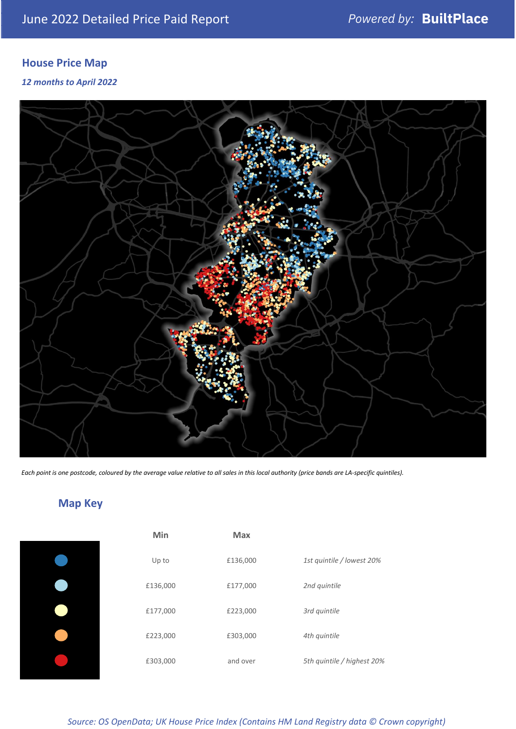## House Price Map

*12 months to April 2022*

*Each point is one postcode, coloured by the average value relative to all sales in this local authority (price bands are LA-specific quintiles).*

## Map Key

| | Min | Max | |
|---|---|---|---|
| | Up to | £136,000 | *1st quintile / lowest 20%* |
| | £136,000 | £177,000 | *2nd quintile* |
| | £177,000 | £223,000 | *3rd quintile* |
| | £223,000 | £303,000 | *4th quintile* |
| | £303,000 | and over | *5th quintile / highest 20%* |

*Source: OS OpenData; UK House Price Index (Contains HM Land Registry data © Crown copyright)*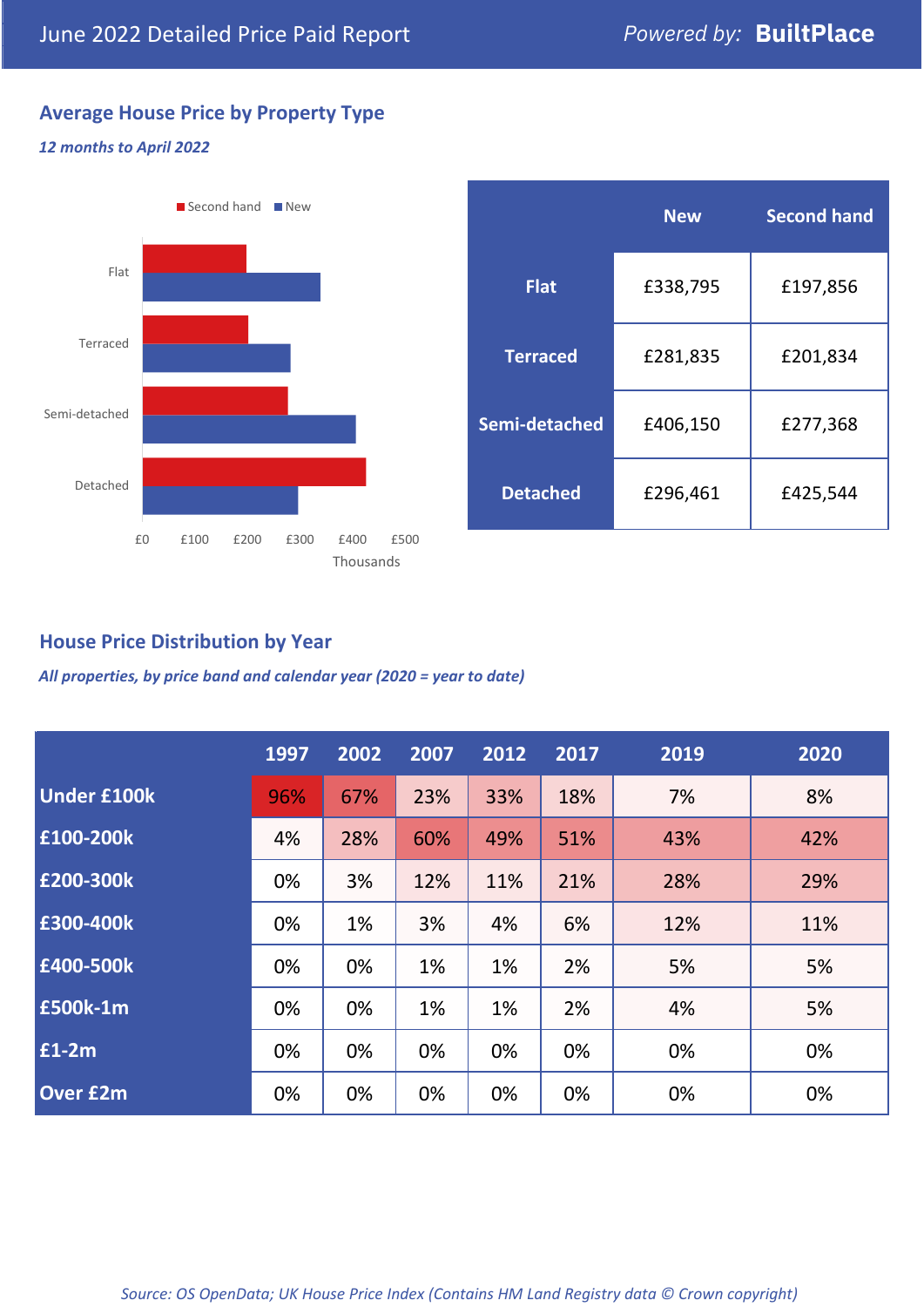June 2022 Detailed Price Paid Report

*Powered by:* **BuiltPlace**

## Average House Price by Property Type

***12 months to April 2022***

| | New | Second hand |
|---|---|---|
| **Flat** | £338,795 | £197,856 |
| **Terraced** | £281,835 | £201,834 |
| **Semi-detached** | £406,150 | £277,368 |
| **Detached** | £296,461 | £425,544 |

## House Price Distribution by Year

***All properties, by price band and calendar year (2020 = year to date)***

| | 1997 | 2002 | 2007 | 2012 | 2017 | 2019 | 2020 |
|---|---|---|---|---|---|---|---|
| **Under £100k** | 96% | 67% | 23% | 33% | 18% | 7% | 8% |
| **£100-200k** | 4% | 28% | 60% | 49% | 51% | 43% | 42% |
| **£200-300k** | 0% | 3% | 12% | 11% | 21% | 28% | 29% |
| **£300-400k** | 0% | 1% | 3% | 4% | 6% | 12% | 11% |
| **£400-500k** | 0% | 0% | 1% | 1% | 2% | 5% | 5% |
| **£500k-1m** | 0% | 0% | 1% | 1% | 2% | 4% | 5% |
| **£1-2m** | 0% | 0% | 0% | 0% | 0% | 0% | 0% |
| **Over £2m** | 0% | 0% | 0% | 0% | 0% | 0% | 0% |

*Source: OS OpenData; UK House Price Index (Contains HM Land Registry data © Crown copyright)*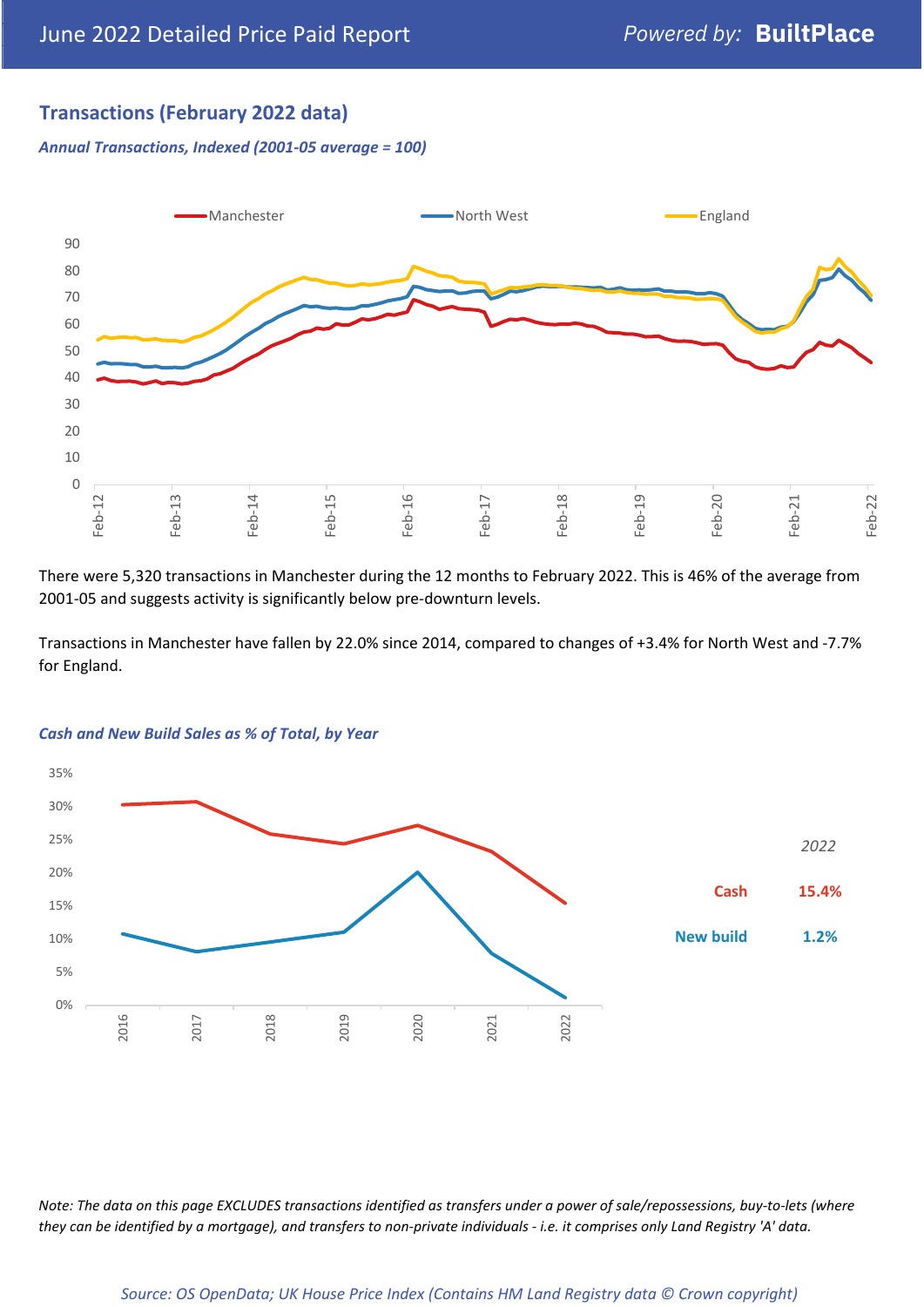## Transactions (February 2022 data)

*Annual Transactions, Indexed (2001-05 average = 100)*

There were 5,320 transactions in Manchester during the 12 months to February 2022. This is 46% of the average from 2001-05 and suggests activity is significantly below pre-downturn levels.

Transactions in Manchester have fallen by 22.0% since 2014, compared to changes of +3.4% for North West and -7.7% for England.

*Cash and New Build Sales as % of Total, by Year*

| *2022* | |
|---|---|
| **Cash** | **15.4%** |
| **New build** | **1.2%** |

*Note: The data on this page EXCLUDES transactions identified as transfers under a power of sale/repossessions, buy-to-lets (where they can be identified by a mortgage), and transfers to non-private individuals - i.e. it comprises only Land Registry 'A' data.*

*Source: OS OpenData; UK House Price Index (Contains HM Land Registry data © Crown copyright)*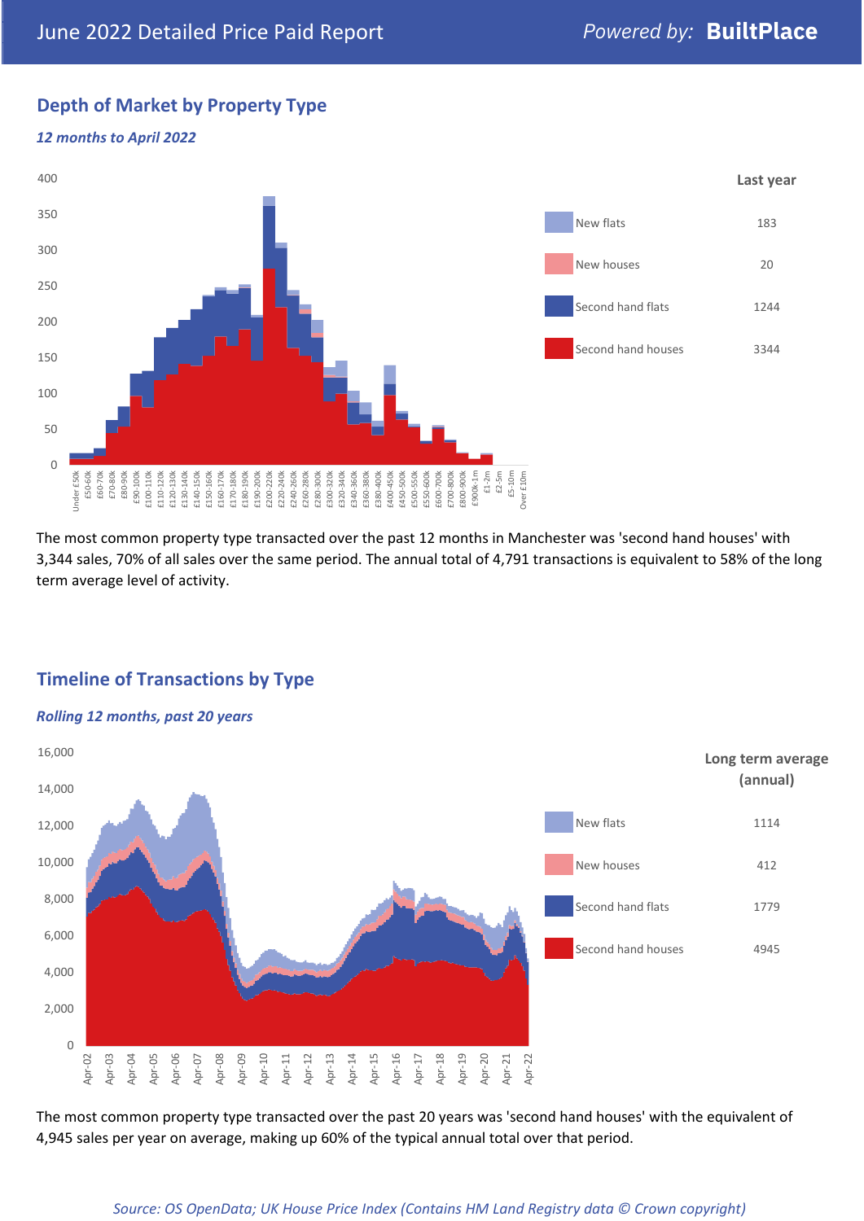June 2022 Detailed Price Paid Report

*Powered by:* **BuiltPlace**

## Depth of Market by Property Type

*12 months to April 2022*

400
350
300
250
200
150
100
50
0

Under £50k, £50-60k, £60-70k, £70-80k, £80-90k, £90-100k, £100-110k, £110-120k, £120-130k, £130-140k, £140-150k, £150-160k, £160-170k, £170-180k, £180-190k, £190-200k, £200-220k, £220-240k, £240-260k, £260-280k, £280-300k, £300-320k, £320-340k, £340-360k, £360-380k, £380-400k, £400-450k, £450-500k, £500-550k, £550-600k, £600-700k, £700-800k, £800-900k, £900k-1m, £1-2m, £2-5m, £5-10m, Over £10m

Last year

New flats 183

New houses 20

Second hand flats 1244

Second hand houses 3344

The most common property type transacted over the past 12 months in Manchester was 'second hand houses' with 3,344 sales, 70% of all sales over the same period. The annual total of 4,791 transactions is equivalent to 58% of the long term average level of activity.

## Timeline of Transactions by Type

*Rolling 12 months, past 20 years*

16,000
14,000
12,000
10,000
8,000
6,000
4,000
2,000
0

Apr-02, Apr-03, Apr-04, Apr-05, Apr-06, Apr-07, Apr-08, Apr-09, Apr-10, Apr-11, Apr-12, Apr-13, Apr-14, Apr-15, Apr-16, Apr-17, Apr-18, Apr-19, Apr-20, Apr-21, Apr-22

Long term average (annual)

New flats 1114

New houses 412

Second hand flats 1779

Second hand houses 4945

The most common property type transacted over the past 20 years was 'second hand houses' with the equivalent of 4,945 sales per year on average, making up 60% of the typical annual total over that period.

*Source: OS OpenData; UK House Price Index (Contains HM Land Registry data © Crown copyright)*